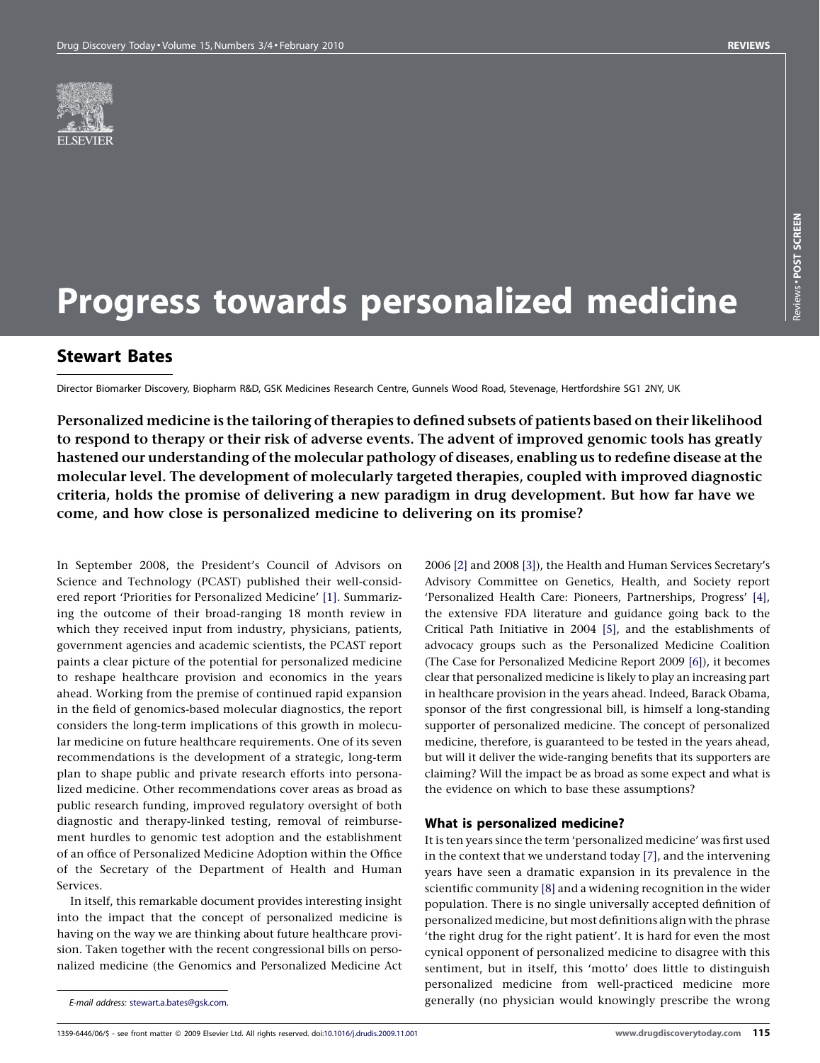# Progress towards personalized medicine

## Stewart Bates

Director Biomarker Discovery, Biopharm R&D, GSK Medicines Research Centre, Gunnels Wood Road, Stevenage, Hertfordshire SG1 2NY, UK

**Personalized medicine is the tailoring of therapies to defined subsets of patients based on their likelihood to respond to therapy or their risk of adverse events. The advent of improved genomic tools has greatly hastened our understanding of the molecular pathology of diseases, enabling us to redefine disease at the molecular level. The development of molecularly targeted therapies, coupled with improved diagnostic criteria, holds the promise of delivering a new paradigm in drug development. But how far have we come, and how close is personalized medicine to delivering on its promise?**

In September 2008, the President's Council of Advisors on Science and Technology (PCAST) published their well-considered report 'Priorities for Personalized Medicine' [1]. Summarizing the outcome of their broad-ranging 18 month review in which they received input from industry, physicians, patients, government agencies and academic scientists, the PCAST report paints a clear picture of the potential for personalized medicine to reshape healthcare provision and economics in the years ahead. Working from the premise of continued rapid expansion in the field of genomics-based molecular diagnostics, the report considers the long-term implications of this growth in molecular medicine on future healthcare requirements. One of its seven recommendations is the development of a strategic, long-term plan to shape public and private research efforts into personalized medicine. Other recommendations cover areas as broad as public research funding, improved regulatory oversight of both diagnostic and therapy-linked testing, removal of reimbursement hurdles to genomic test adoption and the establishment of an office of Personalized Medicine Adoption within the Office of the Secretary of the Department of Health and Human Services.

In itself, this remarkable document provides interesting insight into the impact that the concept of personalized medicine is having on the way we are thinking about future healthcare provision. Taken together with the recent congressional bills on personalized medicine (the Genomics and Personalized Medicine Act 2006 [2] and 2008 [3]), the Health and Human Services Secretary's Advisory Committee on Genetics, Health, and Society report 'Personalized Health Care: Pioneers, Partnerships, Progress' [4], the extensive FDA literature and guidance going back to the Critical Path Initiative in 2004 [5], and the establishments of advocacy groups such as the Personalized Medicine Coalition (The Case for Personalized Medicine Report 2009 [6]), it becomes clear that personalized medicine is likely to play an increasing part in healthcare provision in the years ahead. Indeed, Barack Obama, sponsor of the first congressional bill, is himself a long-standing supporter of personalized medicine. The concept of personalized medicine, therefore, is guaranteed to be tested in the years ahead, but will it deliver the wide-ranging benefits that its supporters are claiming? Will the impact be as broad as some expect and what is the evidence on which to base these assumptions?

### What is personalized medicine?

It is ten years since the term 'personalized medicine' was first used in the context that we understand today [7], and the intervening years have seen a dramatic expansion in its prevalence in the scientific community [8] and a widening recognition in the wider population. There is no single universally accepted definition of personalized medicine, but most definitions align with the phrase 'the right drug for the right patient'. It is hard for even the most cynical opponent of personalized medicine to disagree with this sentiment, but in itself, this 'motto' does little to distinguish personalized medicine from well-practiced medicine more generally (no physician would knowingly prescribe the wrong

*E-mail address:* stewart.a.bates@gsk.com.

1359-6446/06/$ - see front matter © 2009 Elsevier Ltd. All rights reserved. doi:10.1016/j.drudis.2009.11.001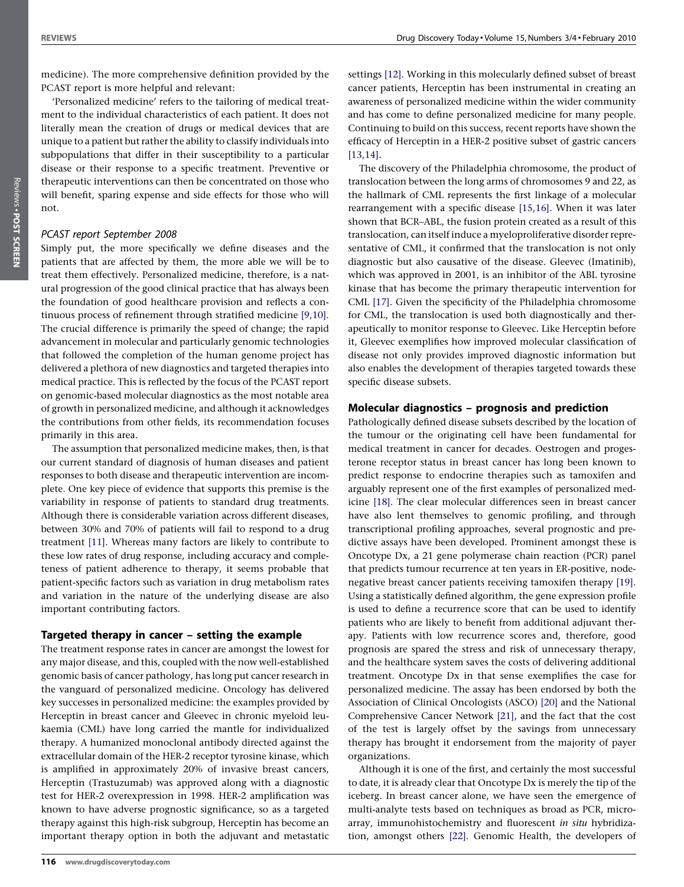medicine). The more comprehensive definition provided by the PCAST report is more helpful and relevant:

'Personalized medicine' refers to the tailoring of medical treatment to the individual characteristics of each patient. It does not literally mean the creation of drugs or medical devices that are unique to a patient but rather the ability to classify individuals into subpopulations that differ in their susceptibility to a particular disease or their response to a specific treatment. Preventive or therapeutic interventions can then be concentrated on those who will benefit, sparing expense and side effects for those who will not.

*PCAST report September 2008*

Simply put, the more specifically we define diseases and the patients that are affected by them, the more able we will be to treat them effectively. Personalized medicine, therefore, is a natural progression of the good clinical practice that has always been the foundation of good healthcare provision and reflects a continuous process of refinement through stratified medicine [9,10]. The crucial difference is primarily the speed of change; the rapid advancement in molecular and particularly genomic technologies that followed the completion of the human genome project has delivered a plethora of new diagnostics and targeted therapies into medical practice. This is reflected by the focus of the PCAST report on genomic-based molecular diagnostics as the most notable area of growth in personalized medicine, and although it acknowledges the contributions from other fields, its recommendation focuses primarily in this area.

The assumption that personalized medicine makes, then, is that our current standard of diagnosis of human diseases and patient responses to both disease and therapeutic intervention are incomplete. One key piece of evidence that supports this premise is the variability in response of patients to standard drug treatments. Although there is considerable variation across different diseases, between 30% and 70% of patients will fail to respond to a drug treatment [11]. Whereas many factors are likely to contribute to these low rates of drug response, including accuracy and completeness of patient adherence to therapy, it seems probable that patient-specific factors such as variation in drug metabolism rates and variation in the nature of the underlying disease are also important contributing factors.

## Targeted therapy in cancer – setting the example

The treatment response rates in cancer are amongst the lowest for any major disease, and this, coupled with the now well-established genomic basis of cancer pathology, has long put cancer research in the vanguard of personalized medicine. Oncology has delivered key successes in personalized medicine: the examples provided by Herceptin in breast cancer and Gleevec in chronic myeloid leukaemia (CML) have long carried the mantle for individualized therapy. A humanized monoclonal antibody directed against the extracellular domain of the HER-2 receptor tyrosine kinase, which is amplified in approximately 20% of invasive breast cancers, Herceptin (Trastuzumab) was approved along with a diagnostic test for HER-2 overexpression in 1998. HER-2 amplification was known to have adverse prognostic significance, so as a targeted therapy against this high-risk subgroup, Herceptin has become an important therapy option in both the adjuvant and metastatic settings [12]. Working in this molecularly defined subset of breast cancer patients, Herceptin has been instrumental in creating an awareness of personalized medicine within the wider community and has come to define personalized medicine for many people. Continuing to build on this success, recent reports have shown the efficacy of Herceptin in a HER-2 positive subset of gastric cancers [13,14].

The discovery of the Philadelphia chromosome, the product of translocation between the long arms of chromosomes 9 and 22, as the hallmark of CML represents the first linkage of a molecular rearrangement with a specific disease [15,16]. When it was later shown that BCR–ABL, the fusion protein created as a result of this translocation, can itself induce a myeloproliferative disorder representative of CML, it confirmed that the translocation is not only diagnostic but also causative of the disease. Gleevec (Imatinib), which was approved in 2001, is an inhibitor of the ABL tyrosine kinase that has become the primary therapeutic intervention for CML [17]. Given the specificity of the Philadelphia chromosome for CML, the translocation is used both diagnostically and therapeutically to monitor response to Gleevec. Like Herceptin before it, Gleevec exemplifies how improved molecular classification of disease not only provides improved diagnostic information but also enables the development of therapies targeted towards these specific disease subsets.

## Molecular diagnostics – prognosis and prediction

Pathologically defined disease subsets described by the location of the tumour or the originating cell have been fundamental for medical treatment in cancer for decades. Oestrogen and progesterone receptor status in breast cancer has long been known to predict response to endocrine therapies such as tamoxifen and arguably represent one of the first examples of personalized medicine [18]. The clear molecular differences seen in breast cancer have also lent themselves to genomic profiling, and through transcriptional profiling approaches, several prognostic and predictive assays have been developed. Prominent amongst these is Oncotype Dx, a 21 gene polymerase chain reaction (PCR) panel that predicts tumour recurrence at ten years in ER-positive, node-negative breast cancer patients receiving tamoxifen therapy [19]. Using a statistically defined algorithm, the gene expression profile is used to define a recurrence score that can be used to identify patients who are likely to benefit from additional adjuvant therapy. Patients with low recurrence scores and, therefore, good prognosis are spared the stress and risk of unnecessary therapy, and the healthcare system saves the costs of delivering additional treatment. Oncotype Dx in that sense exemplifies the case for personalized medicine. The assay has been endorsed by both the Association of Clinical Oncologists (ASCO) [20] and the National Comprehensive Cancer Network [21], and the fact that the cost of the test is largely offset by the savings from unnecessary therapy has brought it endorsement from the majority of payer organizations.

Although it is one of the first, and certainly the most successful to date, it is already clear that Oncotype Dx is merely the tip of the iceberg. In breast cancer alone, we have seen the emergence of multi-analyte tests based on techniques as broad as PCR, microarray, immunohistochemistry and fluorescent *in situ* hybridization, amongst others [22]. Genomic Health, the developers of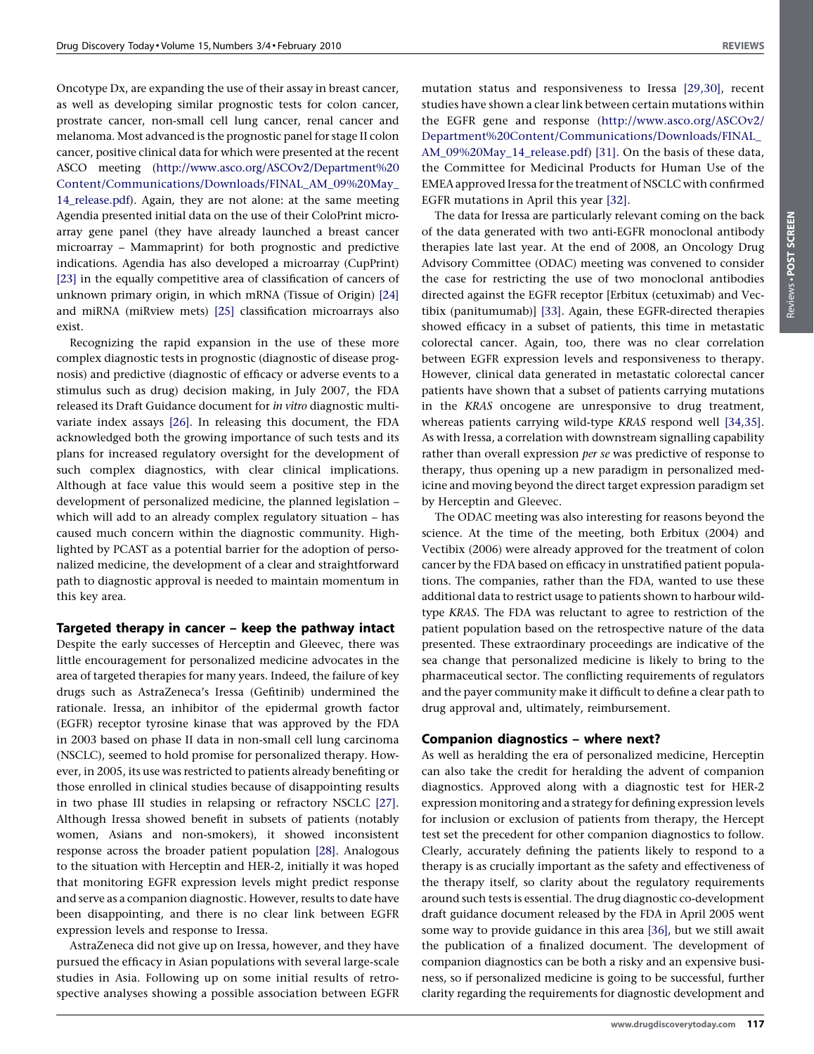Oncotype Dx, are expanding the use of their assay in breast cancer, as well as developing similar prognostic tests for colon cancer, prostrate cancer, non-small cell lung cancer, renal cancer and melanoma. Most advanced is the prognostic panel for stage II colon cancer, positive clinical data for which were presented at the recent ASCO meeting (http://www.asco.org/ASCOv2/Department%20Content/Communications/Downloads/FINAL_AM_09%20May_14_release.pdf). Again, they are not alone: at the same meeting Agendia presented initial data on the use of their ColoPrint microarray gene panel (they have already launched a breast cancer microarray – Mammaprint) for both prognostic and predictive indications. Agendia has also developed a microarray (CupPrint) [23] in the equally competitive area of classification of cancers of unknown primary origin, in which mRNA (Tissue of Origin) [24] and miRNA (miRview mets) [25] classification microarrays also exist.

Recognizing the rapid expansion in the use of these more complex diagnostic tests in prognostic (diagnostic of disease prognosis) and predictive (diagnostic of efficacy or adverse events to a stimulus such as drug) decision making, in July 2007, the FDA released its Draft Guidance document for *in vitro* diagnostic multivariate index assays [26]. In releasing this document, the FDA acknowledged both the growing importance of such tests and its plans for increased regulatory oversight for the development of such complex diagnostics, with clear clinical implications. Although at face value this would seem a positive step in the development of personalized medicine, the planned legislation – which will add to an already complex regulatory situation – has caused much concern within the diagnostic community. Highlighted by PCAST as a potential barrier for the adoption of personalized medicine, the development of a clear and straightforward path to diagnostic approval is needed to maintain momentum in this key area.

## Targeted therapy in cancer – keep the pathway intact

Despite the early successes of Herceptin and Gleevec, there was little encouragement for personalized medicine advocates in the area of targeted therapies for many years. Indeed, the failure of key drugs such as AstraZeneca's Iressa (Gefitinib) undermined the rationale. Iressa, an inhibitor of the epidermal growth factor (EGFR) receptor tyrosine kinase that was approved by the FDA in 2003 based on phase II data in non-small cell lung carcinoma (NSCLC), seemed to hold promise for personalized therapy. However, in 2005, its use was restricted to patients already benefiting or those enrolled in clinical studies because of disappointing results in two phase III studies in relapsing or refractory NSCLC [27]. Although Iressa showed benefit in subsets of patients (notably women, Asians and non-smokers), it showed inconsistent response across the broader patient population [28]. Analogous to the situation with Herceptin and HER-2, initially it was hoped that monitoring EGFR expression levels might predict response and serve as a companion diagnostic. However, results to date have been disappointing, and there is no clear link between EGFR expression levels and response to Iressa.

AstraZeneca did not give up on Iressa, however, and they have pursued the efficacy in Asian populations with several large-scale studies in Asia. Following up on some initial results of retrospective analyses showing a possible association between EGFR mutation status and responsiveness to Iressa [29,30], recent studies have shown a clear link between certain mutations within the EGFR gene and response (http://www.asco.org/ASCOv2/Department%20Content/Communications/Downloads/FINAL_AM_09%20May_14_release.pdf) [31]. On the basis of these data, the Committee for Medicinal Products for Human Use of the EMEA approved Iressa for the treatment of NSCLC with confirmed EGFR mutations in April this year [32].

The data for Iressa are particularly relevant coming on the back of the data generated with two anti-EGFR monoclonal antibody therapies late last year. At the end of 2008, an Oncology Drug Advisory Committee (ODAC) meeting was convened to consider the case for restricting the use of two monoclonal antibodies directed against the EGFR receptor [Erbitux (cetuximab) and Vectibix (panitumumab)] [33]. Again, these EGFR-directed therapies showed efficacy in a subset of patients, this time in metastatic colorectal cancer. Again, too, there was no clear correlation between EGFR expression levels and responsiveness to therapy. However, clinical data generated in metastatic colorectal cancer patients have shown that a subset of patients carrying mutations in the *KRAS* oncogene are unresponsive to drug treatment, whereas patients carrying wild-type *KRAS* respond well [34,35]. As with Iressa, a correlation with downstream signalling capability rather than overall expression *per se* was predictive of response to therapy, thus opening up a new paradigm in personalized medicine and moving beyond the direct target expression paradigm set by Herceptin and Gleevec.

The ODAC meeting was also interesting for reasons beyond the science. At the time of the meeting, both Erbitux (2004) and Vectibix (2006) were already approved for the treatment of colon cancer by the FDA based on efficacy in unstratified patient populations. The companies, rather than the FDA, wanted to use these additional data to restrict usage to patients shown to harbour wild-type *KRAS*. The FDA was reluctant to agree to restriction of the patient population based on the retrospective nature of the data presented. These extraordinary proceedings are indicative of the sea change that personalized medicine is likely to bring to the pharmaceutical sector. The conflicting requirements of regulators and the payer community make it difficult to define a clear path to drug approval and, ultimately, reimbursement.

## Companion diagnostics – where next?

As well as heralding the era of personalized medicine, Herceptin can also take the credit for heralding the advent of companion diagnostics. Approved along with a diagnostic test for HER-2 expression monitoring and a strategy for defining expression levels for inclusion or exclusion of patients from therapy, the Hercept test set the precedent for other companion diagnostics to follow. Clearly, accurately defining the patients likely to respond to a therapy is as crucially important as the safety and effectiveness of the therapy itself, so clarity about the regulatory requirements around such tests is essential. The drug diagnostic co-development draft guidance document released by the FDA in April 2005 went some way to provide guidance in this area [36], but we still await the publication of a finalized document. The development of companion diagnostics can be both a risky and an expensive business, so if personalized medicine is going to be successful, further clarity regarding the requirements for diagnostic development and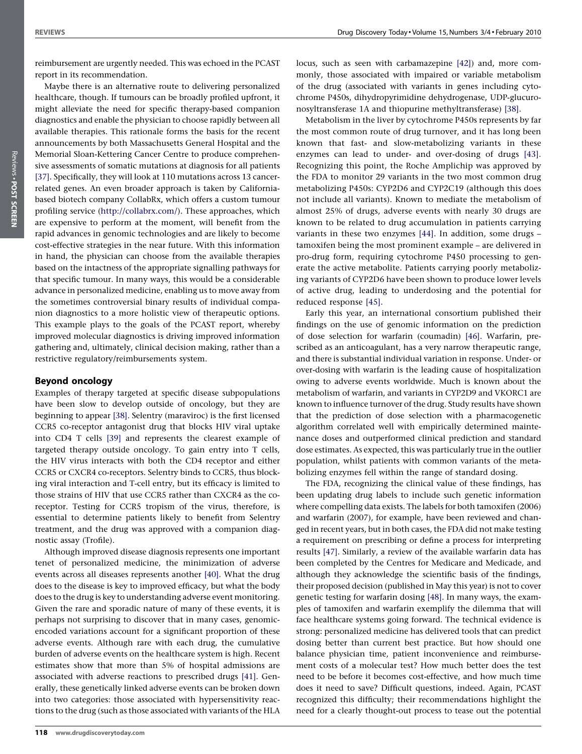reimbursement are urgently needed. This was echoed in the PCAST report in its recommendation.

Maybe there is an alternative route to delivering personalized healthcare, though. If tumours can be broadly profiled upfront, it might alleviate the need for specific therapy-based companion diagnostics and enable the physician to choose rapidly between all available therapies. This rationale forms the basis for the recent announcements by both Massachusetts General Hospital and the Memorial Sloan-Kettering Cancer Centre to produce comprehensive assessments of somatic mutations at diagnosis for all patients [37]. Specifically, they will look at 110 mutations across 13 cancer-related genes. An even broader approach is taken by California-based biotech company CollabRx, which offers a custom tumour profiling service (http://collabrx.com/). These approaches, which are expensive to perform at the moment, will benefit from the rapid advances in genomic technologies and are likely to become cost-effective strategies in the near future. With this information in hand, the physician can choose from the available therapies based on the intactness of the appropriate signalling pathways for that specific tumour. In many ways, this would be a considerable advance in personalized medicine, enabling us to move away from the sometimes controversial binary results of individual companion diagnostics to a more holistic view of therapeutic options. This example plays to the goals of the PCAST report, whereby improved molecular diagnostics is driving improved information gathering and, ultimately, clinical decision making, rather than a restrictive regulatory/reimbursements system.

## Beyond oncology

Examples of therapy targeted at specific disease subpopulations have been slow to develop outside of oncology, but they are beginning to appear [38]. Selentry (maraviroc) is the first licensed CCR5 co-receptor antagonist drug that blocks HIV viral uptake into CD4 T cells [39] and represents the clearest example of targeted therapy outside oncology. To gain entry into T cells, the HIV virus interacts with both the CD4 receptor and either CCR5 or CXCR4 co-receptors. Selentry binds to CCR5, thus blocking viral interaction and T-cell entry, but its efficacy is limited to those strains of HIV that use CCR5 rather than CXCR4 as the co-receptor. Testing for CCR5 tropism of the virus, therefore, is essential to determine patients likely to benefit from Selentry treatment, and the drug was approved with a companion diagnostic assay (Trofile).

Although improved disease diagnosis represents one important tenet of personalized medicine, the minimization of adverse events across all diseases represents another [40]. What the drug does to the disease is key to improved efficacy, but what the body does to the drug is key to understanding adverse event monitoring. Given the rare and sporadic nature of many of these events, it is perhaps not surprising to discover that in many cases, genomic-encoded variations account for a significant proportion of these adverse events. Although rare with each drug, the cumulative burden of adverse events on the healthcare system is high. Recent estimates show that more than 5% of hospital admissions are associated with adverse reactions to prescribed drugs [41]. Generally, these genetically linked adverse events can be broken down into two categories: those associated with hypersensitivity reactions to the drug (such as those associated with variants of the HLA locus, such as seen with carbamazepine [42]) and, more commonly, those associated with impaired or variable metabolism of the drug (associated with variants in genes including cytochrome P450s, dihydropyrimidine dehydrogenase, UDP-glucuronosyltransferase 1A and thiopurine methyltransferase) [38].

Metabolism in the liver by cytochrome P450s represents by far the most common route of drug turnover, and it has long been known that fast- and slow-metabolizing variants in these enzymes can lead to under- and over-dosing of drugs [43]. Recognizing this point, the Roche Amplichip was approved by the FDA to monitor 29 variants in the two most common drug metabolizing P450s: CYP2D6 and CYP2C19 (although this does not include all variants). Known to mediate the metabolism of almost 25% of drugs, adverse events with nearly 30 drugs are known to be related to drug accumulation in patients carrying variants in these two enzymes [44]. In addition, some drugs – tamoxifen being the most prominent example – are delivered in pro-drug form, requiring cytochrome P450 processing to generate the active metabolite. Patients carrying poorly metabolizing variants of CYP2D6 have been shown to produce lower levels of active drug, leading to underdosing and the potential for reduced response [45].

Early this year, an international consortium published their findings on the use of genomic information on the prediction of dose selection for warfarin (coumadin) [46]. Warfarin, prescribed as an anticoagulant, has a very narrow therapeutic range, and there is substantial individual variation in response. Under- or over-dosing with warfarin is the leading cause of hospitalization owing to adverse events worldwide. Much is known about the metabolism of warfarin, and variants in CYP2D9 and VKORC1 are known to influence turnover of the drug. Study results have shown that the prediction of dose selection with a pharmacogenetic algorithm correlated well with empirically determined maintenance doses and outperformed clinical prediction and standard dose estimates. As expected, this was particularly true in the outlier population, whilst patients with common variants of the metabolizing enzymes fell within the range of standard dosing.

The FDA, recognizing the clinical value of these findings, has been updating drug labels to include such genomic information where compelling data exists. The labels for both tamoxifen (2006) and warfarin (2007), for example, have been reviewed and changed in recent years, but in both cases, the FDA did not make testing a requirement on prescribing or define a process for interpreting results [47]. Similarly, a review of the available warfarin data has been completed by the Centres for Medicare and Medicade, and although they acknowledge the scientific basis of the findings, their proposed decision (published in May this year) is not to cover genetic testing for warfarin dosing [48]. In many ways, the examples of tamoxifen and warfarin exemplify the dilemma that will face healthcare systems going forward. The technical evidence is strong: personalized medicine has delivered tools that can predict dosing better than current best practice. But how should one balance physician time, patient inconvenience and reimbursement costs of a molecular test? How much better does the test need to be before it becomes cost-effective, and how much time does it need to save? Difficult questions, indeed. Again, PCAST recognized this difficulty; their recommendations highlight the need for a clearly thought-out process to tease out the potential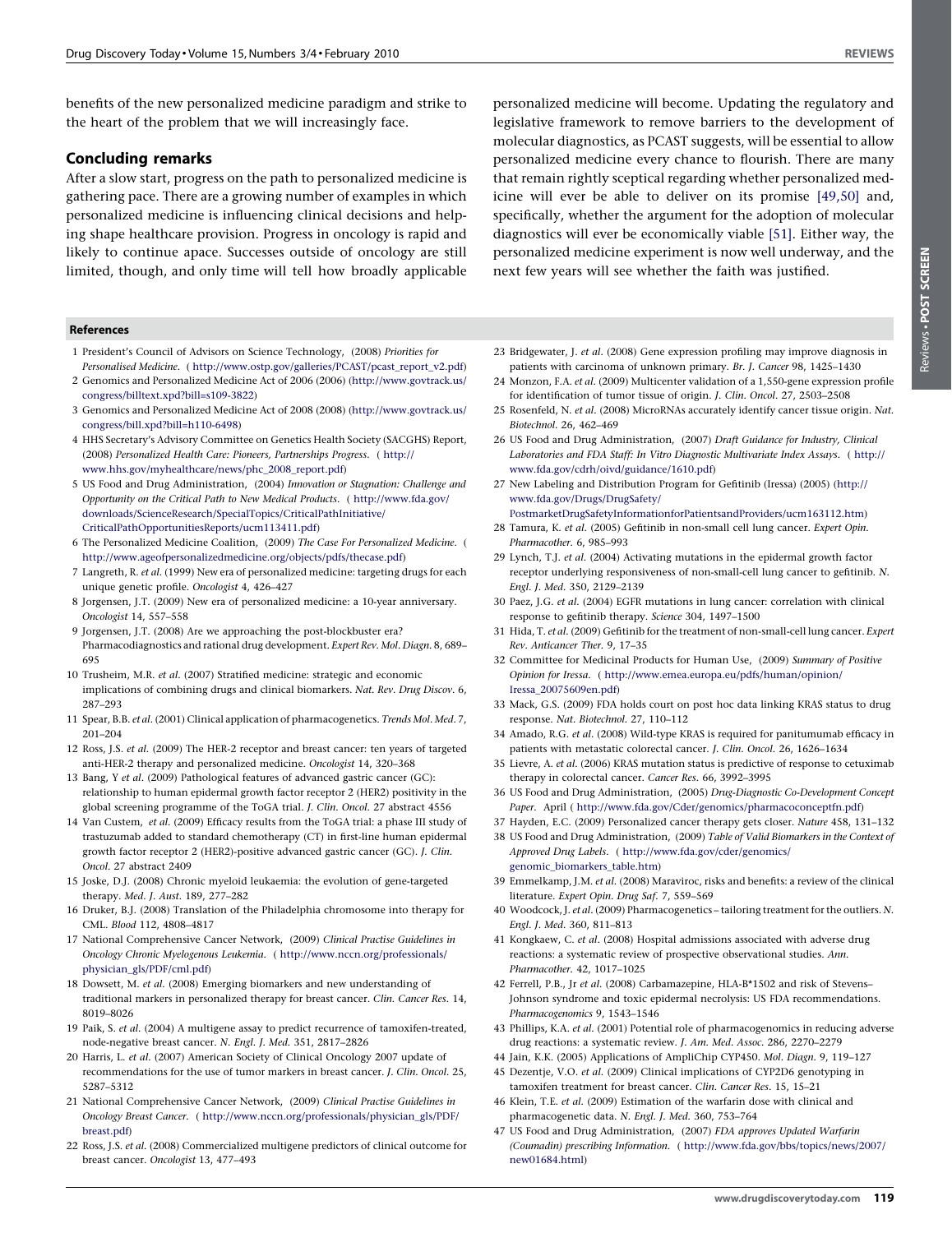benefits of the new personalized medicine paradigm and strike to the heart of the problem that we will increasingly face.

## Concluding remarks

After a slow start, progress on the path to personalized medicine is gathering pace. There are a growing number of examples in which personalized medicine is influencing clinical decisions and helping shape healthcare provision. Progress in oncology is rapid and likely to continue apace. Successes outside of oncology are still limited, though, and only time will tell how broadly applicable personalized medicine will become. Updating the regulatory and legislative framework to remove barriers to the development of molecular diagnostics, as PCAST suggests, will be essential to allow personalized medicine every chance to flourish. There are many that remain rightly sceptical regarding whether personalized medicine will ever be able to deliver on its promise [49,50] and, specifically, whether the argument for the adoption of molecular diagnostics will ever be economically viable [51]. Either way, the personalized medicine experiment is now well underway, and the next few years will see whether the faith was justified.

## References

1 President's Council of Advisors on Science Technology, (2008) *Priorities for Personalised Medicine*. (http://www.ostp.gov/galleries/PCAST/pcast_report_v2.pdf)

2 Genomics and Personalized Medicine Act of 2006 (2006) (http://www.govtrack.us/congress/billtext.xpd?bill=s109-3822)

3 Genomics and Personalized Medicine Act of 2008 (2008) (http://www.govtrack.us/congress/bill.xpd?bill=h110-6498)

4 HHS Secretary's Advisory Committee on Genetics Health Society (SACGHS) Report, (2008) *Personalized Health Care: Pioneers, Partnerships Progress*. (http://www.hhs.gov/myhealthcare/news/phc_2008_report.pdf)

5 US Food and Drug Administration, (2004) *Innovation or Stagnation: Challenge and Opportunity on the Critical Path to New Medical Products*. (http://www.fda.gov/downloads/ScienceResearch/SpecialTopics/CriticalPathInitiative/CriticalPathOpportunitiesReports/ucm113411.pdf)

6 The Personalized Medicine Coalition, (2009) *The Case For Personalized Medicine*. (http://www.ageofpersonalizedmedicine.org/objects/pdfs/thecase.pdf)

7 Langreth, R. *et al.* (1999) New era of personalized medicine: targeting drugs for each unique genetic profile. *Oncologist* 4, 426–427

8 Jorgensen, J.T. (2009) New era of personalized medicine: a 10-year anniversary. *Oncologist* 14, 557–558

9 Jorgensen, J.T. (2008) Are we approaching the post-blockbuster era? Pharmacodiagnostics and rational drug development. *Expert Rev. Mol. Diagn.* 8, 689–695

10 Trusheim, M.R. *et al.* (2007) Stratified medicine: strategic and economic implications of combining drugs and clinical biomarkers. *Nat. Rev. Drug Discov.* 6, 287–293

11 Spear, B.B. *et al.* (2001) Clinical application of pharmacogenetics. *Trends Mol. Med.* 7, 201–204

12 Ross, J.S. *et al.* (2009) The HER-2 receptor and breast cancer: ten years of targeted anti-HER-2 therapy and personalized medicine. *Oncologist* 14, 320–368

13 Bang, Y *et al.* (2009) Pathological features of advanced gastric cancer (GC): relationship to human epidermal growth factor receptor 2 (HER2) positivity in the global screening programme of the ToGA trial. *J. Clin. Oncol.* 27 abstract 4556

14 Van Custem, *et al.* (2009) Efficacy results from the ToGA trial: a phase III study of trastuzumab added to standard chemotherapy (CT) in first-line human epidermal growth factor receptor 2 (HER2)-positive advanced gastric cancer (GC). *J. Clin. Oncol.* 27 abstract 2409

15 Joske, D.J. (2008) Chronic myeloid leukaemia: the evolution of gene-targeted therapy. *Med. J. Aust.* 189, 277–282

16 Druker, B.J. (2008) Translation of the Philadelphia chromosome into therapy for CML. *Blood* 112, 4808–4817

17 National Comprehensive Cancer Network, (2009) *Clinical Practise Guidelines in Oncology Chronic Myelogenous Leukemia*. (http://www.nccn.org/professionals/physician_gls/PDF/cml.pdf)

18 Dowsett, M. *et al.* (2008) Emerging biomarkers and new understanding of traditional markers in personalized therapy for breast cancer. *Clin. Cancer Res.* 14, 8019–8026

19 Paik, S. *et al.* (2004) A multigene assay to predict recurrence of tamoxifen-treated, node-negative breast cancer. *N. Engl. J. Med.* 351, 2817–2826

20 Harris, L. *et al.* (2007) American Society of Clinical Oncology 2007 update of recommendations for the use of tumor markers in breast cancer. *J. Clin. Oncol.* 25, 5287–5312

21 National Comprehensive Cancer Network, (2009) *Clinical Practise Guidelines in Oncology Breast Cancer*. (http://www.nccn.org/professionals/physician_gls/PDF/breast.pdf)

22 Ross, J.S. *et al.* (2008) Commercialized multigene predictors of clinical outcome for breast cancer. *Oncologist* 13, 477–493

23 Bridgewater, J. *et al.* (2008) Gene expression profiling may improve diagnosis in patients with carcinoma of unknown primary. *Br. J. Cancer* 98, 1425–1430

24 Monzon, F.A. *et al.* (2009) Multicenter validation of a 1,550-gene expression profile for identification of tumor tissue of origin. *J. Clin. Oncol.* 27, 2503–2508

25 Rosenfeld, N. *et al.* (2008) MicroRNAs accurately identify cancer tissue origin. *Nat. Biotechnol.* 26, 462–469

26 US Food and Drug Administration, (2007) *Draft Guidance for Industry, Clinical Laboratories and FDA Staff: In Vitro Diagnostic Multivariate Index Assays*. (http://www.fda.gov/cdrh/oivd/guidance/1610.pdf)

27 New Labeling and Distribution Program for Gefitinib (Iressa) (2005) (http://www.fda.gov/Drugs/DrugSafety/PostmarketDrugSafetyInformationforPatientsandProviders/ucm163112.htm)

28 Tamura, K. *et al.* (2005) Gefitinib in non-small cell lung cancer. *Expert Opin. Pharmacother.* 6, 985–993

29 Lynch, T.J. *et al.* (2004) Activating mutations in the epidermal growth factor receptor underlying responsiveness of non-small-cell lung cancer to gefitinib. *N. Engl. J. Med.* 350, 2129–2139

30 Paez, J.G. *et al.* (2004) EGFR mutations in lung cancer: correlation with clinical response to gefitinib therapy. *Science* 304, 1497–1500

31 Hida, T. *et al.* (2009) Gefitinib for the treatment of non-small-cell lung cancer. *Expert Rev. Anticancer Ther.* 9, 17–35

32 Committee for Medicinal Products for Human Use, (2009) *Summary of Positive Opinion for Iressa*. (http://www.emea.europa.eu/pdfs/human/opinion/Iressa_20075609en.pdf)

33 Mack, G.S. (2009) FDA holds court on post hoc data linking KRAS status to drug response. *Nat. Biotechnol.* 27, 110–112

34 Amado, R.G. *et al.* (2008) Wild-type KRAS is required for panitumumab efficacy in patients with metastatic colorectal cancer. *J. Clin. Oncol.* 26, 1626–1634

35 Lievre, A. *et al.* (2006) KRAS mutation status is predictive of response to cetuximab therapy in colorectal cancer. *Cancer Res.* 66, 3992–3995

36 US Food and Drug Administration, (2005) *Drug-Diagnostic Co-Development Concept Paper*. April (http://www.fda.gov/Cder/genomics/pharmacoconceptfn.pdf)

37 Hayden, E.C. (2009) Personalized cancer therapy gets closer. *Nature* 458, 131–132

38 US Food and Drug Administration, (2009) *Table of Valid Biomarkers in the Context of Approved Drug Labels*. (http://www.fda.gov/cder/genomics/genomic_biomarkers_table.htm)

39 Emmelkamp, J.M. *et al.* (2008) Maraviroc, risks and benefits: a review of the clinical literature. *Expert Opin. Drug Saf.* 7, 559–569

40 Woodcock, J. *et al.* (2009) Pharmacogenetics – tailoring treatment for the outliers. *N. Engl. J. Med.* 360, 811–813

41 Kongkaew, C. *et al.* (2008) Hospital admissions associated with adverse drug reactions: a systematic review of prospective observational studies. *Ann. Pharmacother.* 42, 1017–1025

42 Ferrell, P.B., Jr *et al.* (2008) Carbamazepine, HLA-B*1502 and risk of Stevens–Johnson syndrome and toxic epidermal necrolysis: US FDA recommendations. *Pharmacogenomics* 9, 1543–1546

43 Phillips, K.A. *et al.* (2001) Potential role of pharmacogenomics in reducing adverse drug reactions: a systematic review. *J. Am. Med. Assoc.* 286, 2270–2279

44 Jain, K.K. (2005) Applications of AmpliChip CYP450. *Mol. Diagn.* 9, 119–127

45 Dezentje, V.O. *et al.* (2009) Clinical implications of CYP2D6 genotyping in tamoxifen treatment for breast cancer. *Clin. Cancer Res.* 15, 15–21

46 Klein, T.E. *et al.* (2009) Estimation of the warfarin dose with clinical and pharmacogenetic data. *N. Engl. J. Med.* 360, 753–764

47 US Food and Drug Administration, (2007) *FDA approves Updated Warfarin (Coumadin) prescribing Information*. (http://www.fda.gov/bbs/topics/news/2007/new01684.html)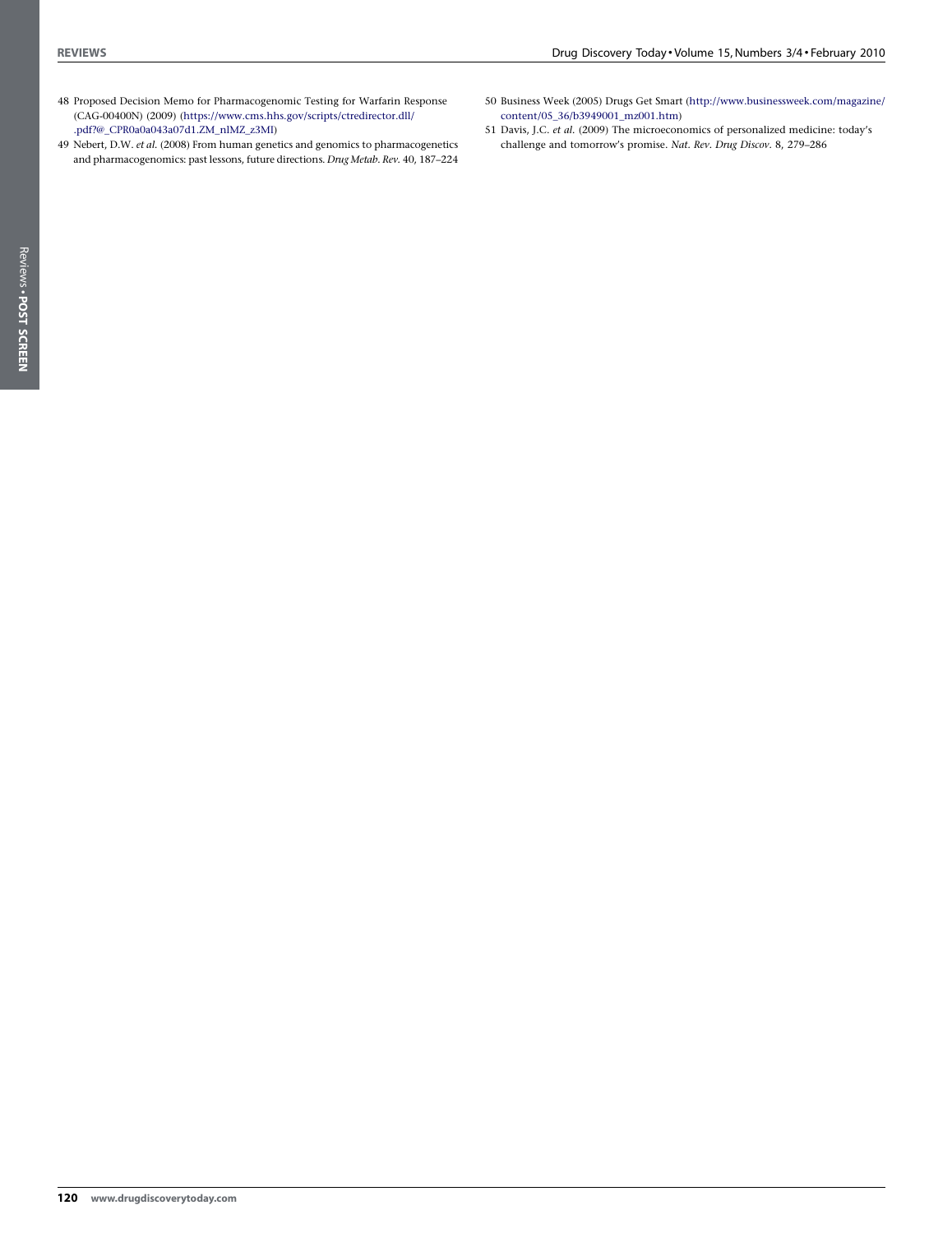48 Proposed Decision Memo for Pharmacogenomic Testing for Warfarin Response (CAG-00400N) (2009) (https://www.cms.hhs.gov/scripts/ctredirector.dll/.pdf?@_CPR0a0a043a07d1.ZM_nlMZ_z3MI)

49 Nebert, D.W. *et al.* (2008) From human genetics and genomics to pharmacogenetics and pharmacogenomics: past lessons, future directions. *Drug Metab. Rev.* 40, 187–224

50 Business Week (2005) Drugs Get Smart (http://www.businessweek.com/magazine/content/05_36/b3949001_mz001.htm)

51 Davis, J.C. *et al.* (2009) The microeconomics of personalized medicine: today's challenge and tomorrow's promise. *Nat. Rev. Drug Discov.* 8, 279–286